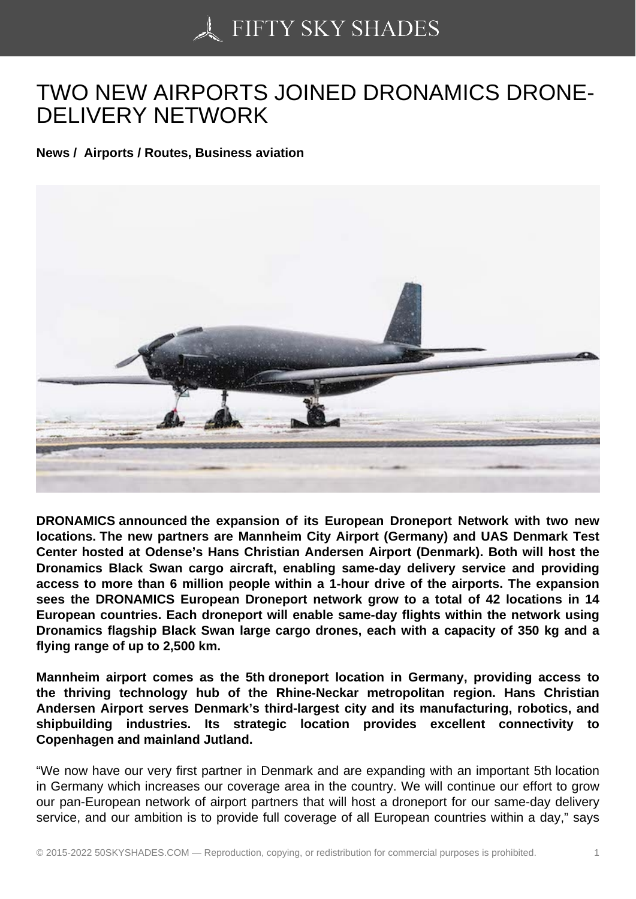# TWO NEW AIRPORTS JOINED DRONAMICS DRONE-DELIVERY NETWORK

**News / Airports / Routes, Business aviation**

**DRONAMICS announced the expansion of its European Droneport Network with two new locations. The new partners are Mannheim City Airport (Germany) and UAS Denmark Test Center hosted at Odense's Hans Christian Andersen Airport (Denmark). Both will host the Dronamics Black Swan cargo aircraft, enabling same-day delivery service and providing access to more than 6 million people within a 1-hour drive of the airports. The expansion sees the DRONAMICS European Droneport network grow to a total of 42 locations in 14 European countries. Each droneport will enable same-day flights within the network using Dronamics flagship Black Swan large cargo drones, each with a capacity of 350 kg and a flying range of up to 2,500 km.**

**Mannheim airport comes as the 5th droneport location in Germany, providing access to the thriving technology hub of the Rhine-Neckar metropolitan region. Hans Christian Andersen Airport serves Denmark's third-largest city and its manufacturing, robotics, and shipbuilding industries. Its strategic location provides excellent connectivity to Copenhagen and mainland Jutland.**

"We now have our very first partner in Denmark and are expanding with an important 5th location in Germany which increases our coverage area in the country. We will continue our effort to grow our pan-European network of airport partners that will host a droneport for our same-day delivery service, and our ambition is to provide full coverage of all European countries within a day," says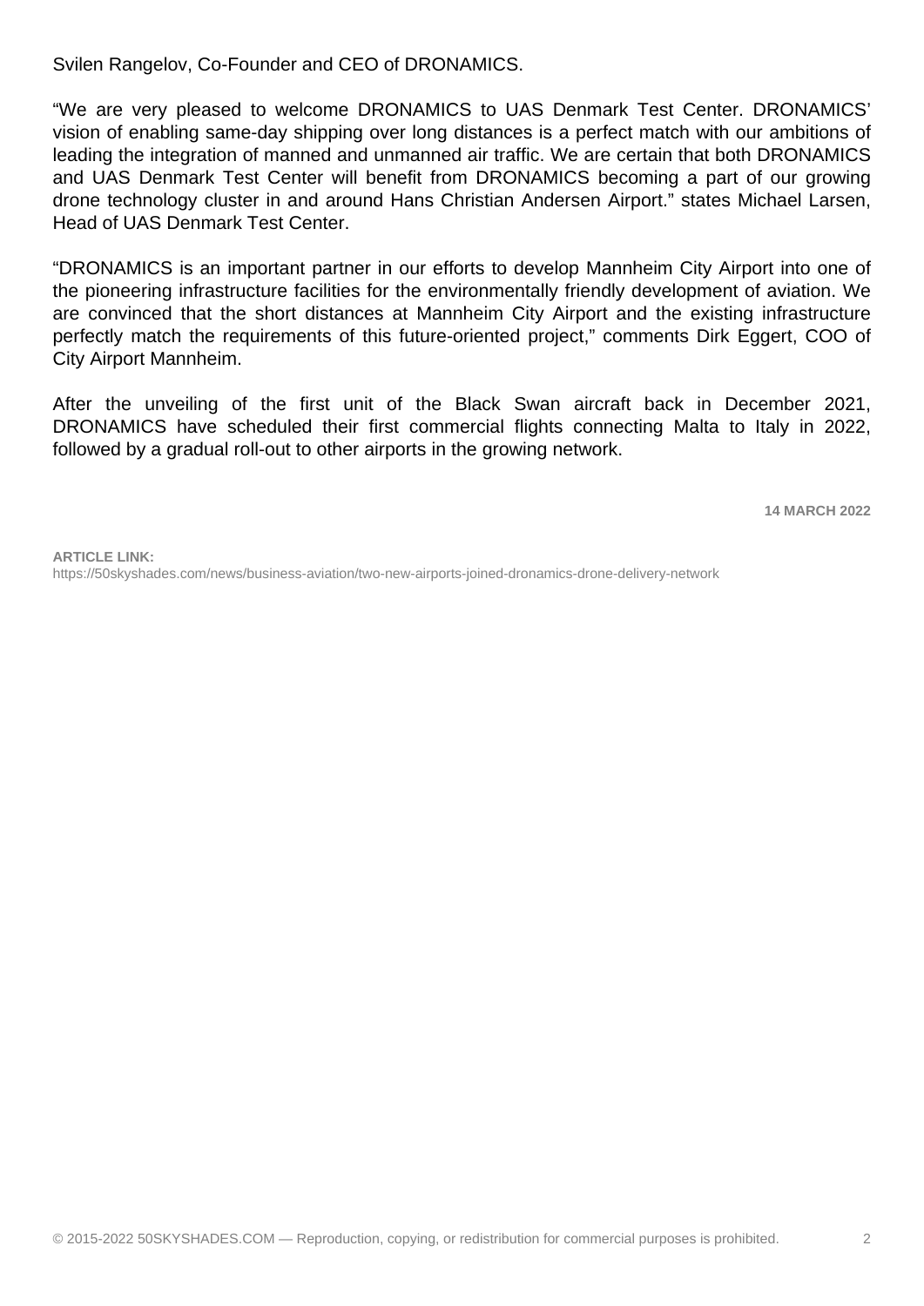Svilen Rangelov, Co-Founder and CEO of DRONAMICS.

“We are very pleased to welcome DRONAMICS to UAS Denmark Test Center. DRONAMICS’ vision of enabling same-day shipping over long distances is a perfect match with our ambitions of leading the integration of manned and unmanned air traffic. We are certain that both DRONAMICS and UAS Denmark Test Center will benefit from DRONAMICS becoming a part of our growing drone technology cluster in and around Hans Christian Andersen Airport.” states Michael Larsen, Head of UAS Denmark Test Center.

“DRONAMICS is an important partner in our efforts to develop Mannheim City Airport into one of the pioneering infrastructure facilities for the environmentally friendly development of aviation. We are convinced that the short distances at Mannheim City Airport and the existing infrastructure perfectly match the requirements of this future-oriented project,” comments Dirk Eggert, COO of City Airport Mannheim.

After the unveiling of the first unit of the Black Swan aircraft back in December 2021, DRONAMICS have scheduled their first commercial flights connecting Malta to Italy in 2022, followed by a gradual roll-out to other airports in the growing network.

**14 MARCH 2022**

**ARTICLE LINK:**
https://50skyshades.com/news/business-aviation/two-new-airports-joined-dronamics-drone-delivery-network